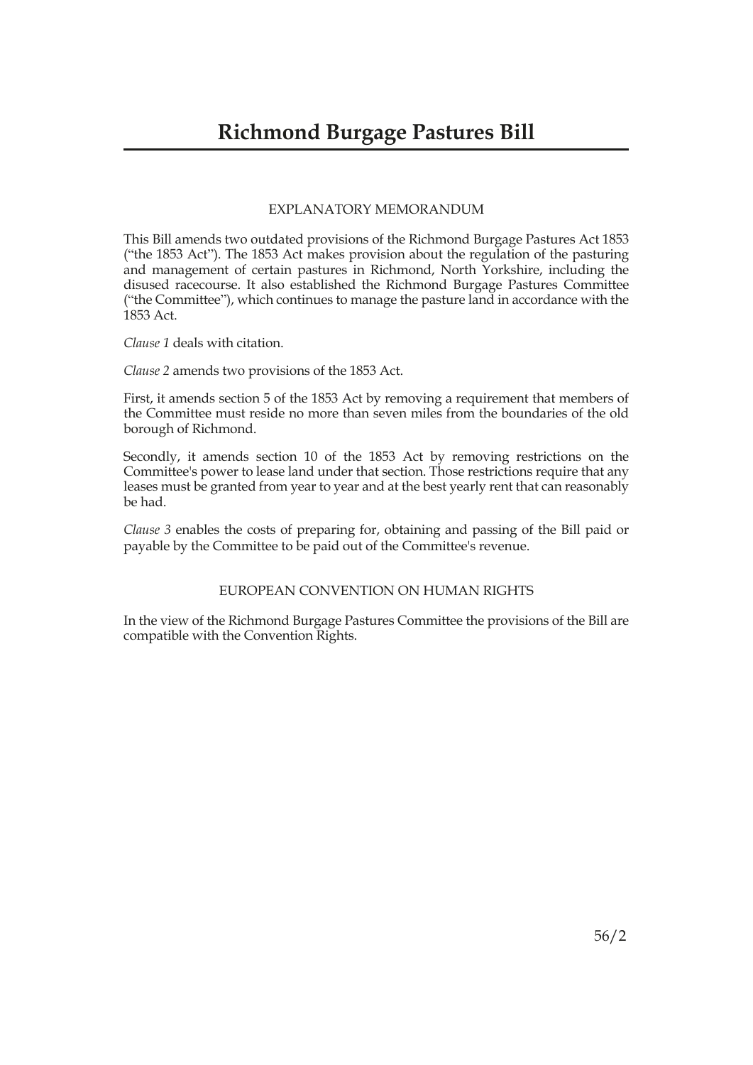# Richmond Burgage Pastures Bill

## EXPLANATORY MEMORANDUM

This Bill amends two outdated provisions of the Richmond Burgage Pastures Act 1853 ("the 1853 Act"). The 1853 Act makes provision about the regulation of the pasturing and management of certain pastures in Richmond, North Yorkshire, including the disused racecourse. It also established the Richmond Burgage Pastures Committee ("the Committee"), which continues to manage the pasture land in accordance with the 1853 Act.

*Clause 1* deals with citation.

*Clause 2* amends two provisions of the 1853 Act.

First, it amends section 5 of the 1853 Act by removing a requirement that members of the Committee must reside no more than seven miles from the boundaries of the old borough of Richmond.

Secondly, it amends section 10 of the 1853 Act by removing restrictions on the Committee's power to lease land under that section. Those restrictions require that any leases must be granted from year to year and at the best yearly rent that can reasonably be had.

*Clause 3* enables the costs of preparing for, obtaining and passing of the Bill paid or payable by the Committee to be paid out of the Committee's revenue.

## EUROPEAN CONVENTION ON HUMAN RIGHTS

In the view of the Richmond Burgage Pastures Committee the provisions of the Bill are compatible with the Convention Rights.

56/2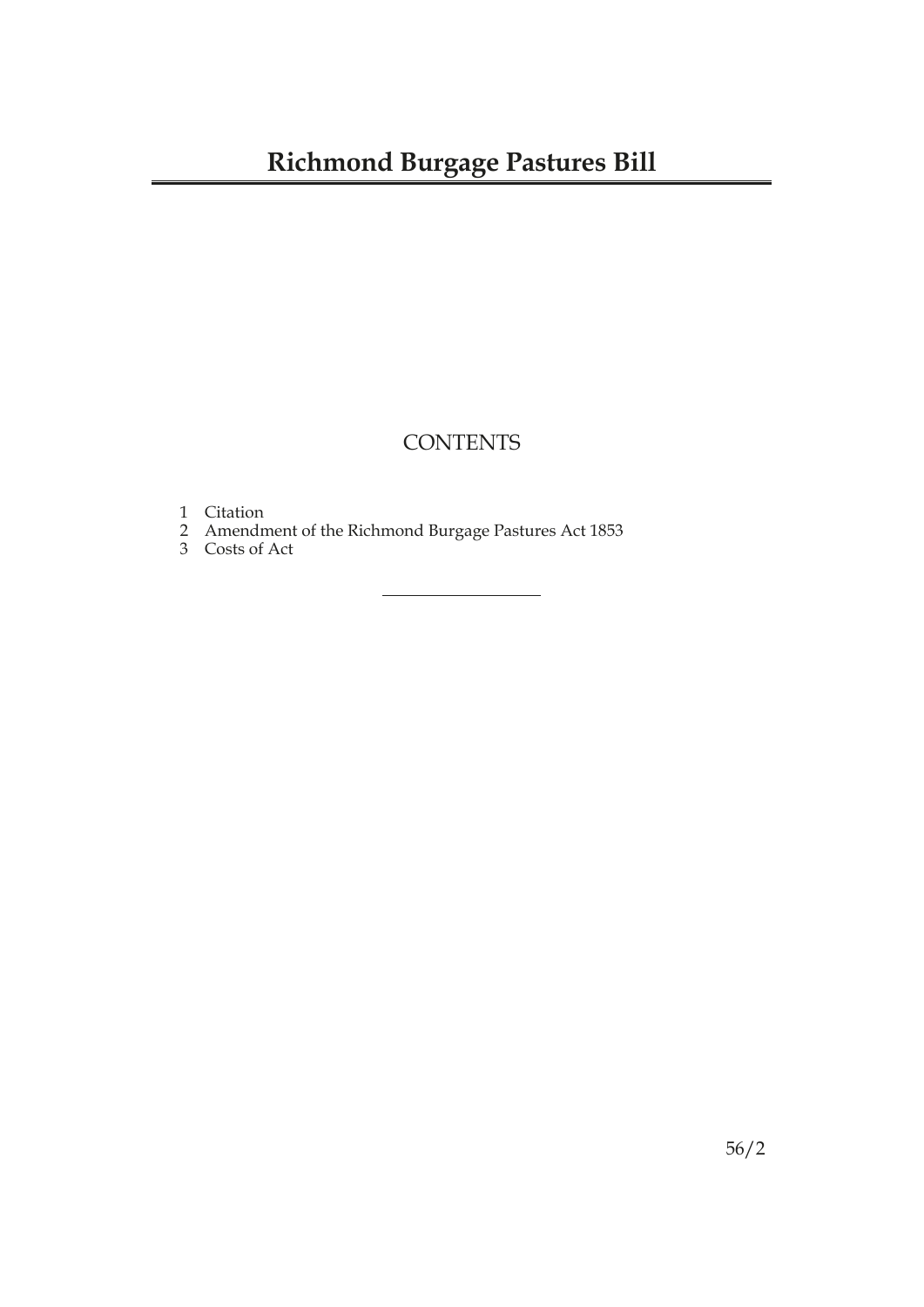# Richmond Burgage Pastures Bill

## CONTENTS

1 Citation
2 Amendment of the Richmond Burgage Pastures Act 1853
3 Costs of Act

56/2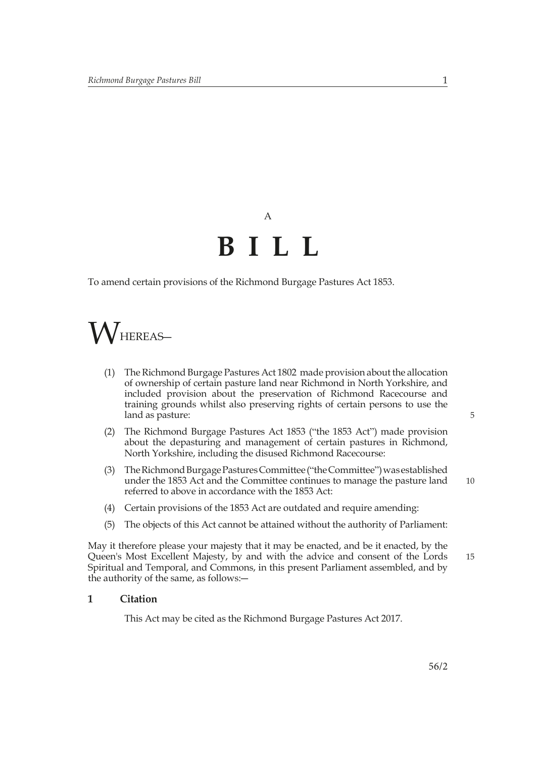A

# B I L L

To amend certain provisions of the Richmond Burgage Pastures Act 1853.

WHEREAS—

(1) The Richmond Burgage Pastures Act 1802 made provision about the allocation of ownership of certain pasture land near Richmond in North Yorkshire, and included provision about the preservation of Richmond Racecourse and training grounds whilst also preserving rights of certain persons to use the land as pasture:

(2) The Richmond Burgage Pastures Act 1853 ("the 1853 Act") made provision about the depasturing and management of certain pastures in Richmond, North Yorkshire, including the disused Richmond Racecourse:

(3) The Richmond Burgage Pastures Committee ("the Committee") was established under the 1853 Act and the Committee continues to manage the pasture land referred to above in accordance with the 1853 Act:

(4) Certain provisions of the 1853 Act are outdated and require amending:

(5) The objects of this Act cannot be attained without the authority of Parliament:

May it therefore please your majesty that it may be enacted, and be it enacted, by the Queen's Most Excellent Majesty, by and with the advice and consent of the Lords Spiritual and Temporal, and Commons, in this present Parliament assembled, and by the authority of the same, as follows:—

## 1 Citation

This Act may be cited as the Richmond Burgage Pastures Act 2017.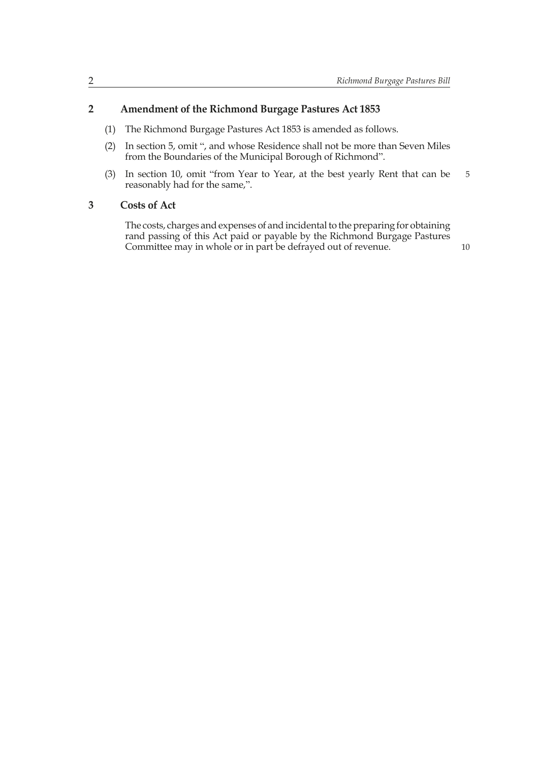## 2 Amendment of the Richmond Burgage Pastures Act 1853

(1) The Richmond Burgage Pastures Act 1853 is amended as follows.

(2) In section 5, omit ", and whose Residence shall not be more than Seven Miles from the Boundaries of the Municipal Borough of Richmond".

(3) In section 10, omit "from Year to Year, at the best yearly Rent that can be reasonably had for the same,".

## 3 Costs of Act

The costs, charges and expenses of and incidental to the preparing for obtaining rand passing of this Act paid or payable by the Richmond Burgage Pastures Committee may in whole or in part be defrayed out of revenue.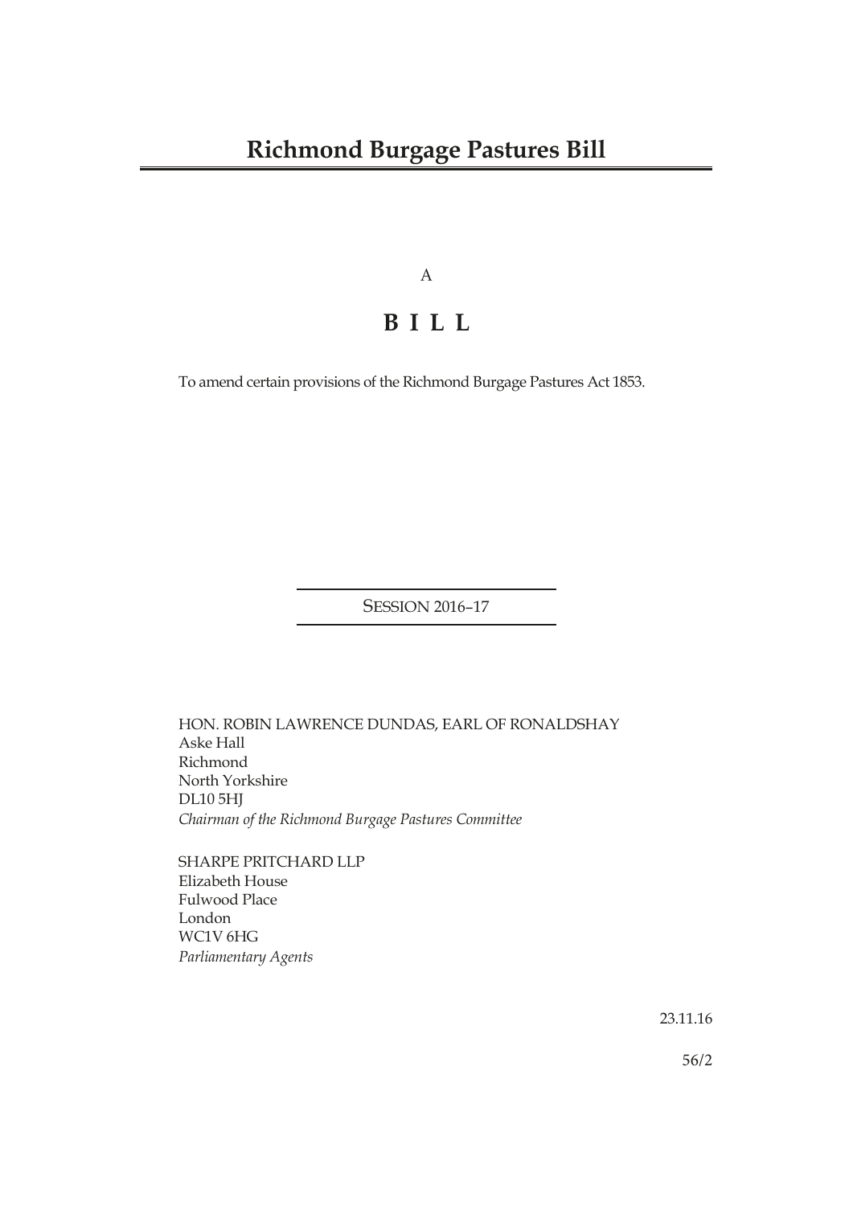# Richmond Burgage Pastures Bill

A

## B I L L

To amend certain provisions of the Richmond Burgage Pastures Act 1853.

SESSION 2016–17

HON. ROBIN LAWRENCE DUNDAS, EARL OF RONALDSHAY
Aske Hall
Richmond
North Yorkshire
DL10 5HJ
*Chairman of the Richmond Burgage Pastures Committee*

SHARPE PRITCHARD LLP
Elizabeth House
Fulwood Place
London
WC1V 6HG
*Parliamentary Agents*

23.11.16

56/2